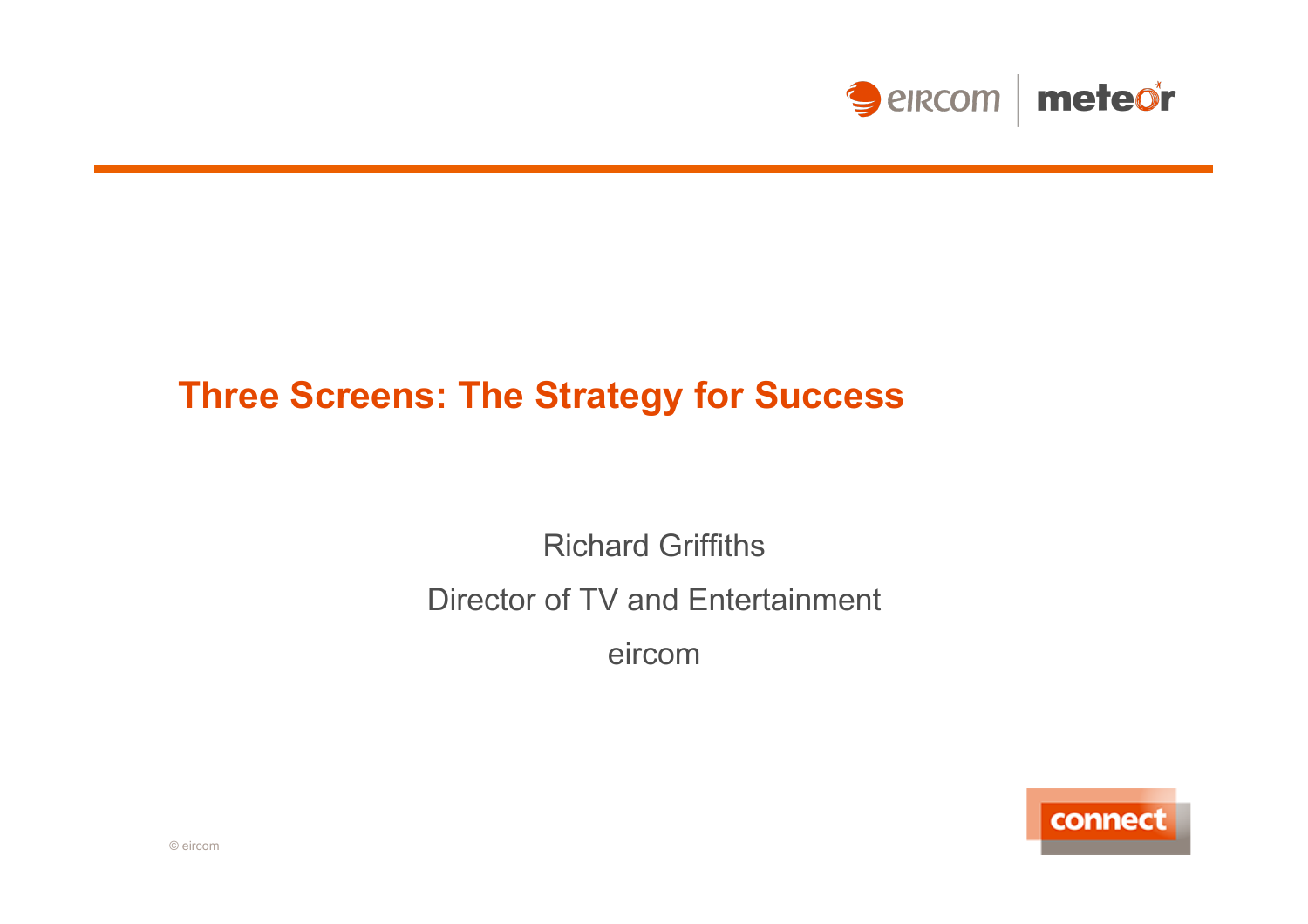# Three Screens: The Strategy for Success

Richard Griffiths

Director of TV and Entertainment

eircom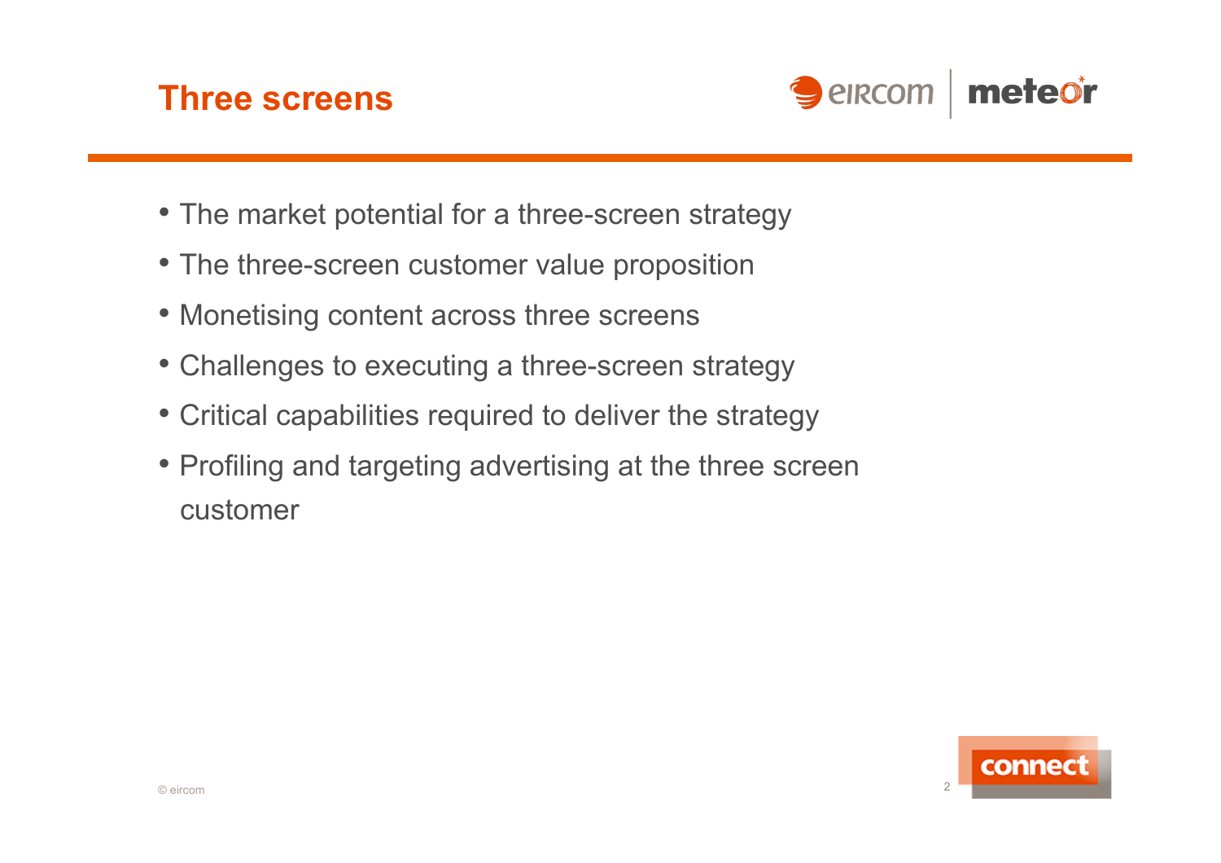# Three screens

- The market potential for a three-screen strategy
- The three-screen customer value proposition
- Monetising content across three screens
- Challenges to executing a three-screen strategy
- Critical capabilities required to deliver the strategy
- Profiling and targeting advertising at the three screen customer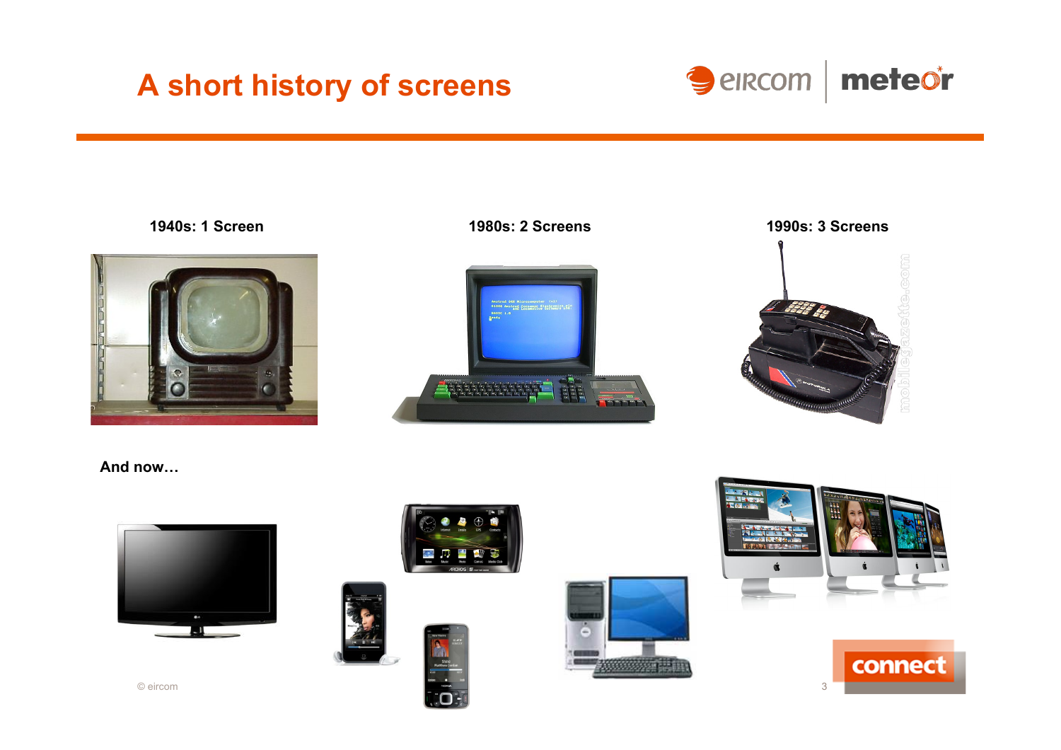# A short history of screens

**1940s: 1 Screen**

**1980s: 2 Screens**

**1990s: 3 Screens**

**And now…**

© eircom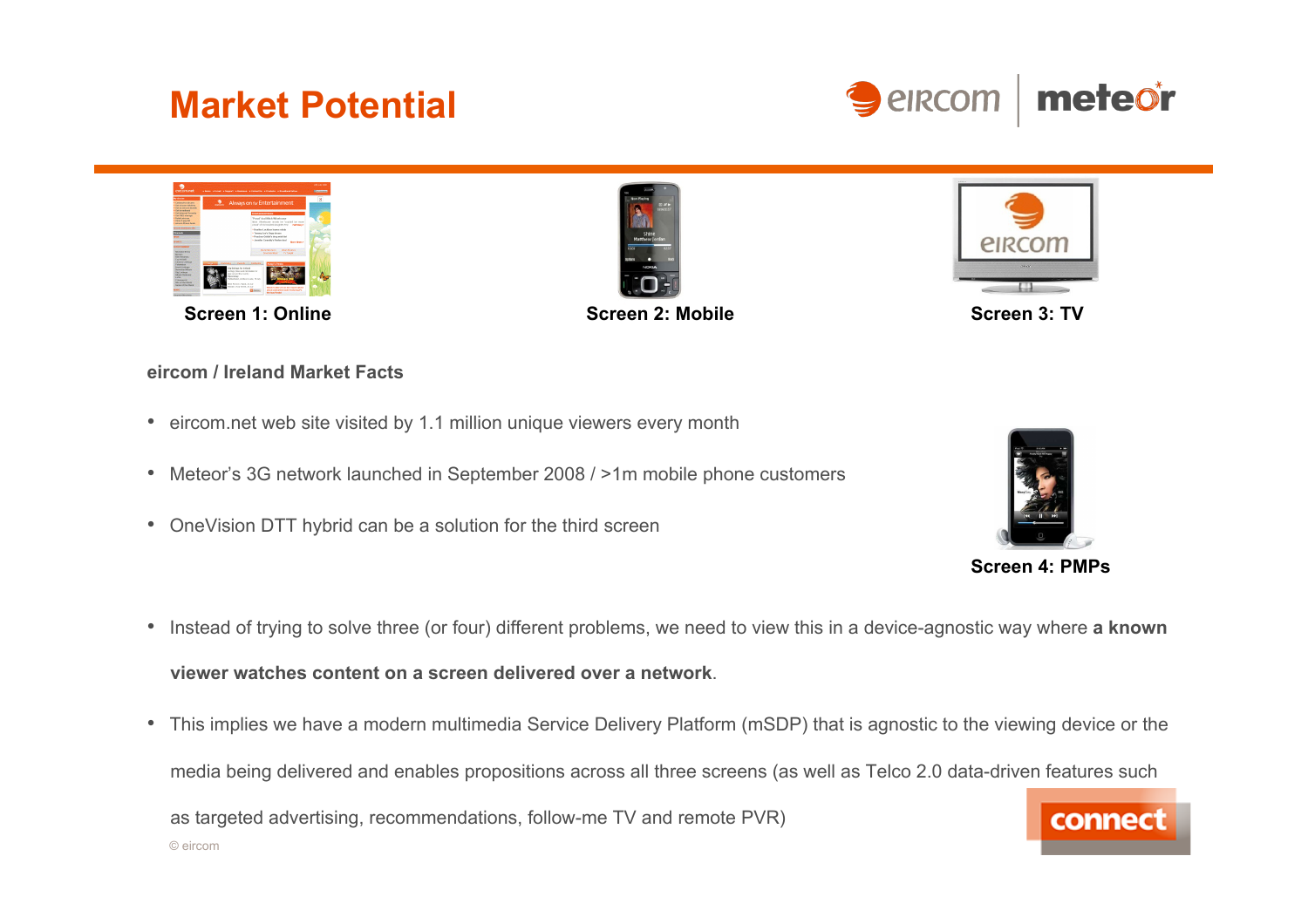# Market Potential

**Screen 1: Online**

**Screen 2: Mobile**

**Screen 3: TV**

**eircom / Ireland Market Facts**

- eircom.net web site visited by 1.1 million unique viewers every month
- Meteor's 3G network launched in September 2008 / >1m mobile phone customers
- OneVision DTT hybrid can be a solution for the third screen

**Screen 4: PMPs**

- Instead of trying to solve three (or four) different problems, we need to view this in a device-agnostic way where **a known viewer watches content on a screen delivered over a network**.
- This implies we have a modern multimedia Service Delivery Platform (mSDP) that is agnostic to the viewing device or the media being delivered and enables propositions across all three screens (as well as Telco 2.0 data-driven features such as targeted advertising, recommendations, follow-me TV and remote PVR)

© eircom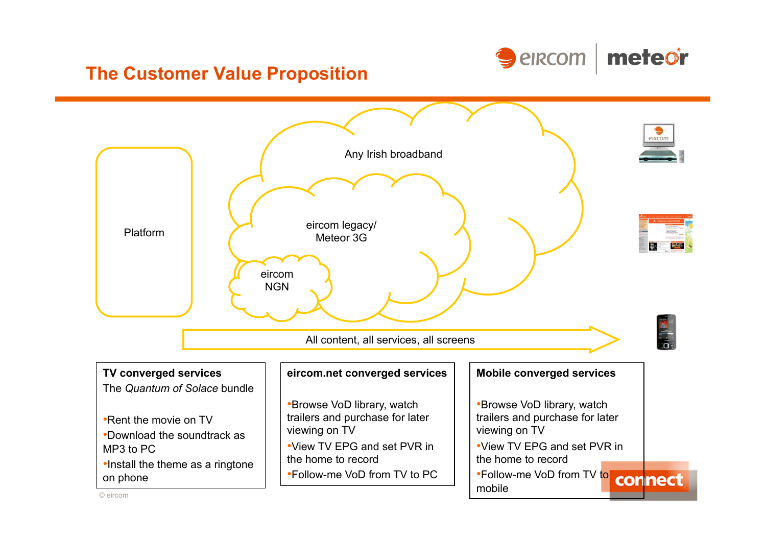# The Customer Value Proposition

Platform

Any Irish broadband

eircom legacy/
Meteor 3G

eircom
NGN

All content, all services, all screens

**TV converged services**
The *Quantum of Solace* bundle

- Rent the movie on TV
- Download the soundtrack as MP3 to PC
- Install the theme as a ringtone on phone

**eircom.net converged services**

- Browse VoD library, watch trailers and purchase for later viewing on TV
- View TV EPG and set PVR in the home to record
- Follow-me VoD from TV to PC

**Mobile converged services**

- Browse VoD library, watch trailers and purchase for later viewing on TV
- View TV EPG and set PVR in the home to record
- Follow-me VoD from TV to mobile

© eircom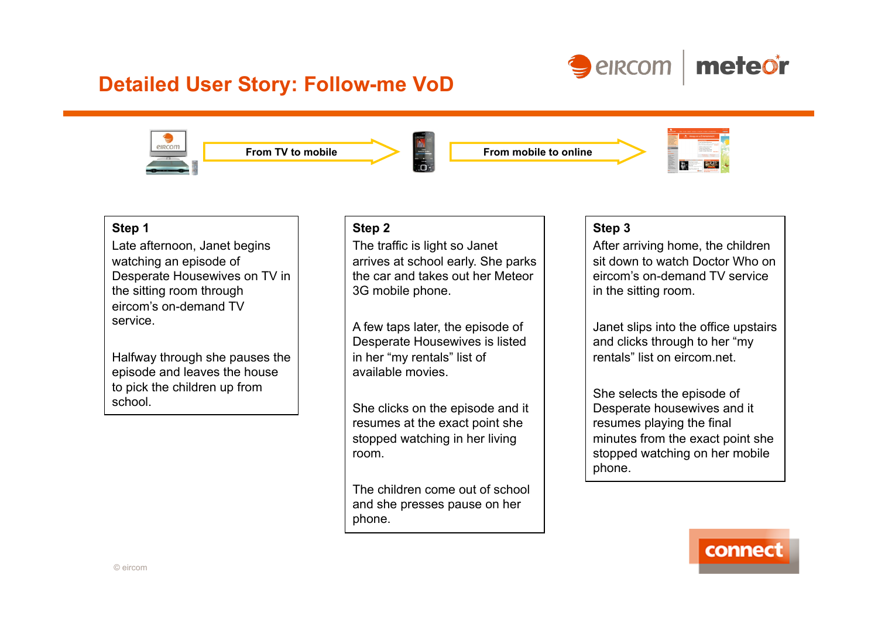# Detailed User Story: Follow-me VoD

From TV to mobile → From mobile to online

**Step 1**

Late afternoon, Janet begins watching an episode of Desperate Housewives on TV in the sitting room through eircom's on-demand TV service.

Halfway through she pauses the episode and leaves the house to pick the children up from school.

**Step 2**

The traffic is light so Janet arrives at school early. She parks the car and takes out her Meteor 3G mobile phone.

A few taps later, the episode of Desperate Housewives is listed in her "my rentals" list of available movies.

She clicks on the episode and it resumes at the exact point she stopped watching in her living room.

The children come out of school and she presses pause on her phone.

**Step 3**

After arriving home, the children sit down to watch Doctor Who on eircom's on-demand TV service in the sitting room.

Janet slips into the office upstairs and clicks through to her "my rentals" list on eircom.net.

She selects the episode of Desperate housewives and it resumes playing the final minutes from the exact point she stopped watching on her mobile phone.

© eircom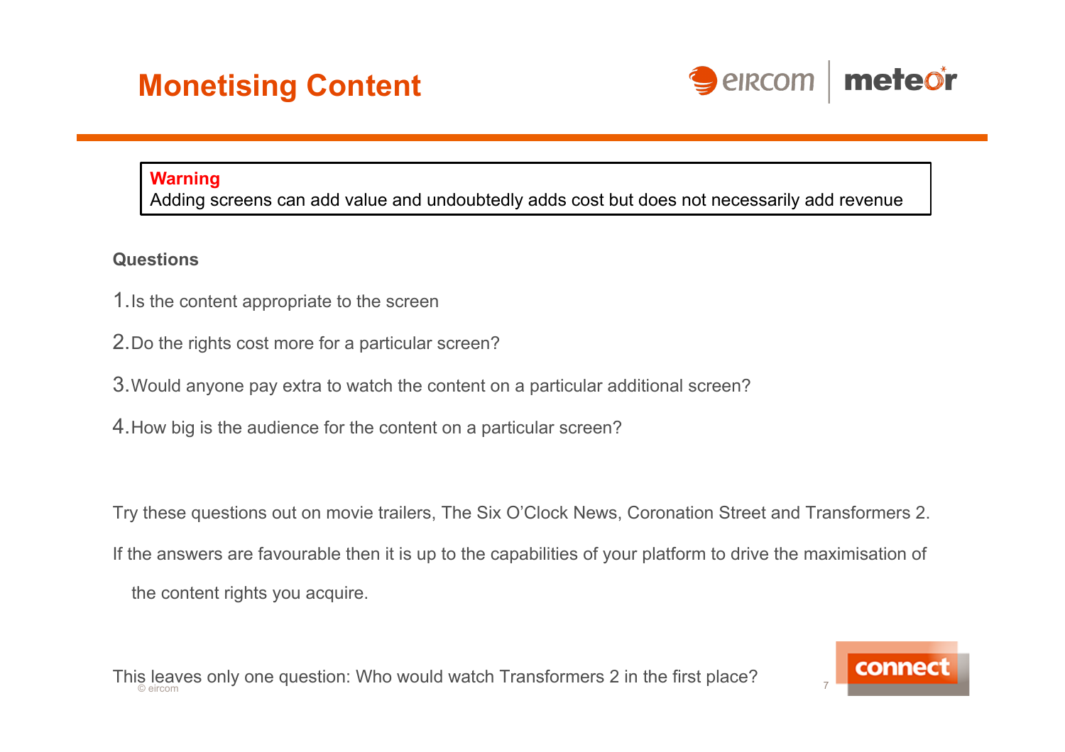# Monetising Content

> **Warning**
> Adding screens can add value and undoubtedly adds cost but does not necessarily add revenue

**Questions**

1. Is the content appropriate to the screen
2. Do the rights cost more for a particular screen?
3. Would anyone pay extra to watch the content on a particular additional screen?
4. How big is the audience for the content on a particular screen?

Try these questions out on movie trailers, The Six O'Clock News, Coronation Street and Transformers 2.

If the answers are favourable then it is up to the capabilities of your platform to drive the maximisation of the content rights you acquire.

This leaves only one question: Who would watch Transformers 2 in the first place?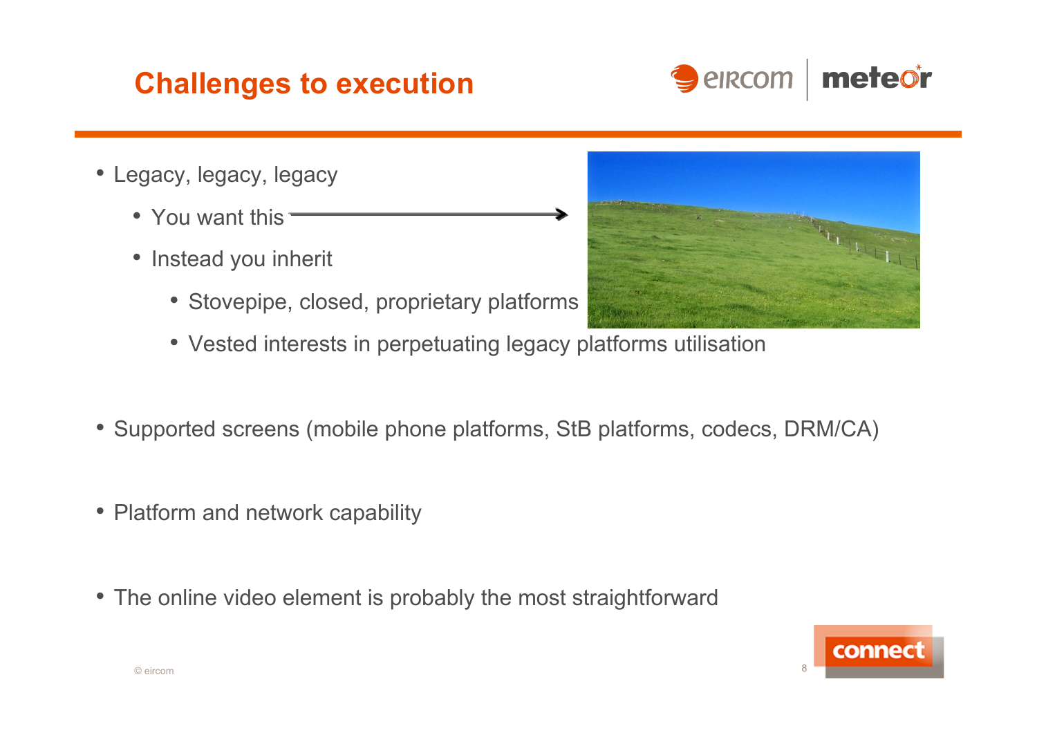# Challenges to execution

- Legacy, legacy, legacy
  - You want this
  - Instead you inherit
    - Stovepipe, closed, proprietary platforms
    - Vested interests in perpetuating legacy platforms utilisation
- Supported screens (mobile phone platforms, StB platforms, codecs, DRM/CA)
- Platform and network capability
- The online video element is probably the most straightforward

© eircom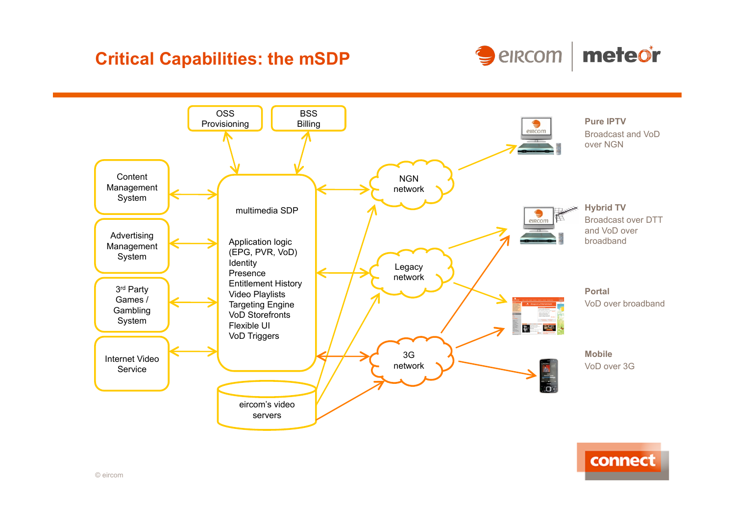# Critical Capabilities: the mSDP

OSS Provisioning

BSS Billing

Content Management System

Advertising Management System

3rd Party Games / Gambling System

Internet Video Service

multimedia SDP

Application logic (EPG, PVR, VoD)
Identity
Presence
Entitlement History
Video Playlists
Targeting Engine
VoD Storefronts
Flexible UI
VoD Triggers

eircom's video servers

NGN network

Legacy network

3G network

**Pure IPTV**
Broadcast and VoD over NGN

**Hybrid TV**
Broadcast over DTT and VoD over broadband

**Portal**
VoD over broadband

**Mobile**
VoD over 3G

© eircom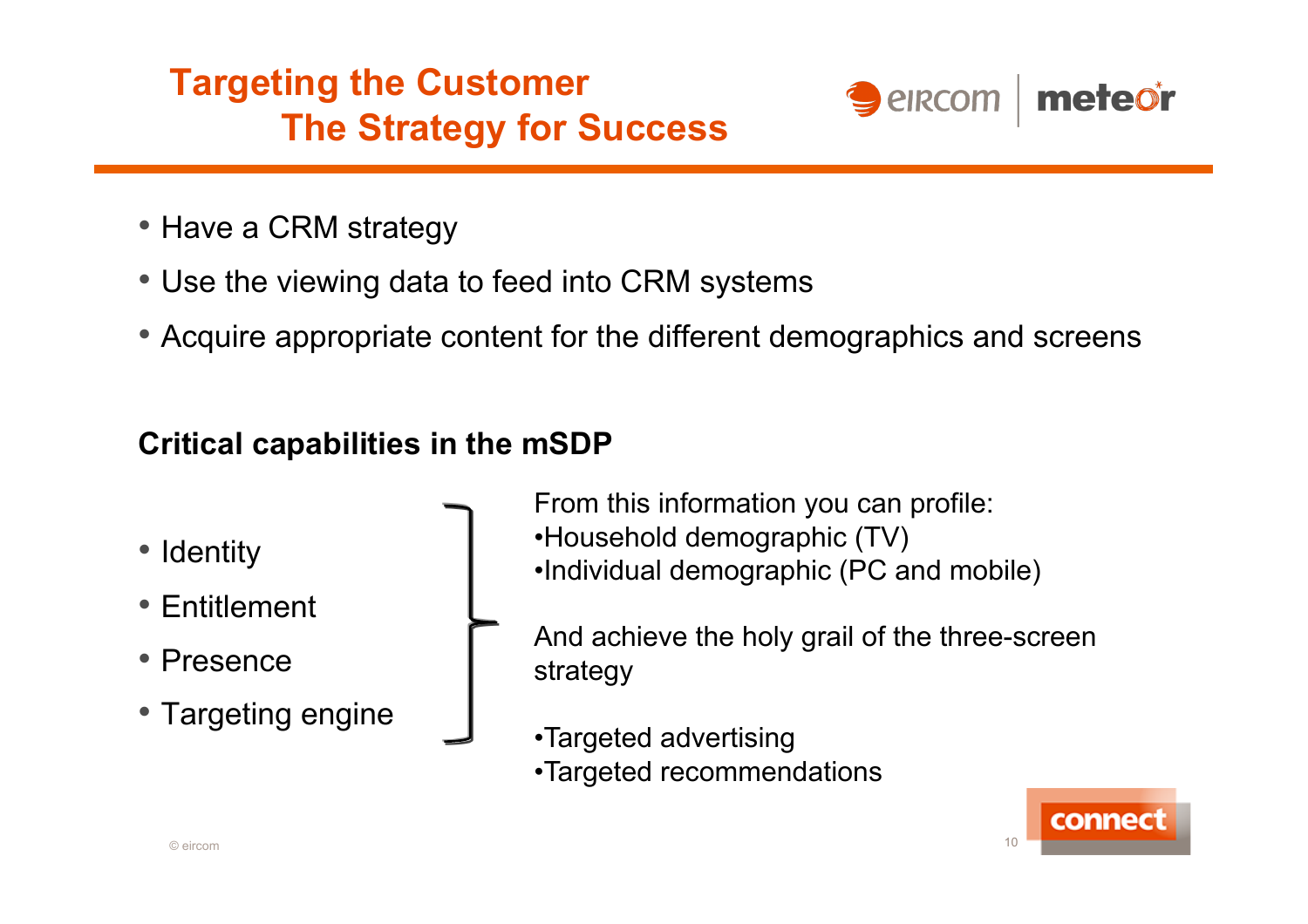# Targeting the Customer
## The Strategy for Success

- Have a CRM strategy
- Use the viewing data to feed into CRM systems
- Acquire appropriate content for the different demographics and screens

**Critical capabilities in the mSDP**

- Identity
- Entitlement
- Presence
- Targeting engine

From this information you can profile:
- Household demographic (TV)
- Individual demographic (PC and mobile)

And achieve the holy grail of the three-screen strategy

- Targeted advertising
- Targeted recommendations

© eircom